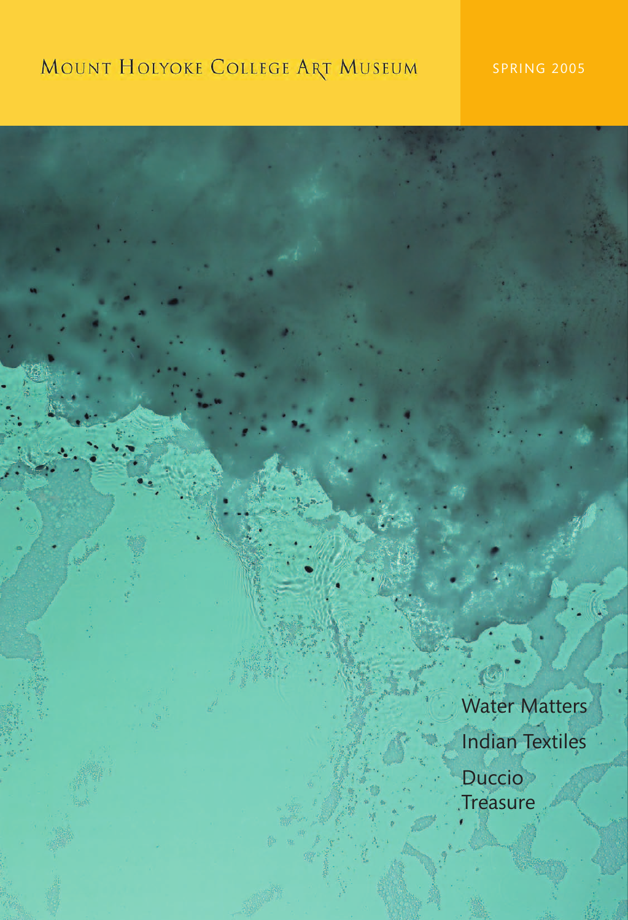# Mount Holyoke College Art Museum

SPRING 2005

Water Matters

Indian Textiles

Duccio Treasure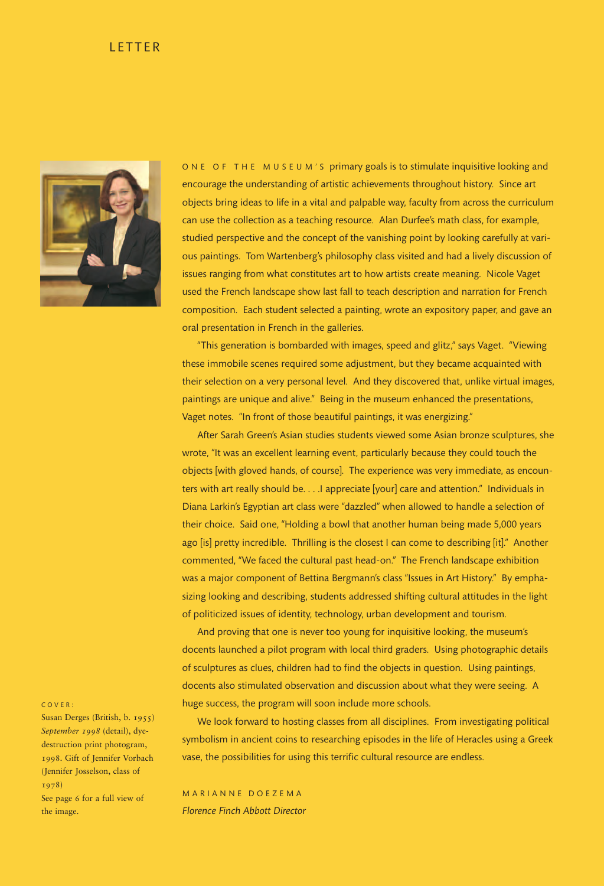# LETTER

ONE OF THE MUSEUM'S primary goals is to stimulate inquisitive looking and encourage the understanding of artistic achievements throughout history. Since art objects bring ideas to life in a vital and palpable way, faculty from across the curriculum can use the collection as a teaching resource. Alan Durfee's math class, for example, studied perspective and the concept of the vanishing point by looking carefully at various paintings. Tom Wartenberg's philosophy class visited and had a lively discussion of issues ranging from what constitutes art to how artists create meaning. Nicole Vaget used the French landscape show last fall to teach description and narration for French composition. Each student selected a painting, wrote an expository paper, and gave an oral presentation in French in the galleries.

"This generation is bombarded with images, speed and glitz," says Vaget. "Viewing these immobile scenes required some adjustment, but they became acquainted with their selection on a very personal level. And they discovered that, unlike virtual images, paintings are unique and alive." Being in the museum enhanced the presentations, Vaget notes. "In front of those beautiful paintings, it was energizing."

After Sarah Green's Asian studies students viewed some Asian bronze sculptures, she wrote, "It was an excellent learning event, particularly because they could touch the objects [with gloved hands, of course]. The experience was very immediate, as encounters with art really should be. . . .I appreciate [your] care and attention." Individuals in Diana Larkin's Egyptian art class were "dazzled" when allowed to handle a selection of their choice. Said one, "Holding a bowl that another human being made 5,000 years ago [is] pretty incredible. Thrilling is the closest I can come to describing [it]." Another commented, "We faced the cultural past head-on." The French landscape exhibition was a major component of Bettina Bergmann's class "Issues in Art History." By emphasizing looking and describing, students addressed shifting cultural attitudes in the light of politicized issues of identity, technology, urban development and tourism.

And proving that one is never too young for inquisitive looking, the museum's docents launched a pilot program with local third graders. Using photographic details of sculptures as clues, children had to find the objects in question. Using paintings, docents also stimulated observation and discussion about what they were seeing. A huge success, the program will soon include more schools.

We look forward to hosting classes from all disciplines. From investigating political symbolism in ancient coins to researching episodes in the life of Heracles using a Greek vase, the possibilities for using this terrific cultural resource are endless.

MARIANNE DOEZEMA
*Florence Finch Abbott Director*

COVER:
Susan Derges (British, b. 1955) *September 1998* (detail), dye-destruction print photogram, 1998. Gift of Jennifer Vorbach (Jennifer Josselson, class of 1978)
See page 6 for a full view of the image.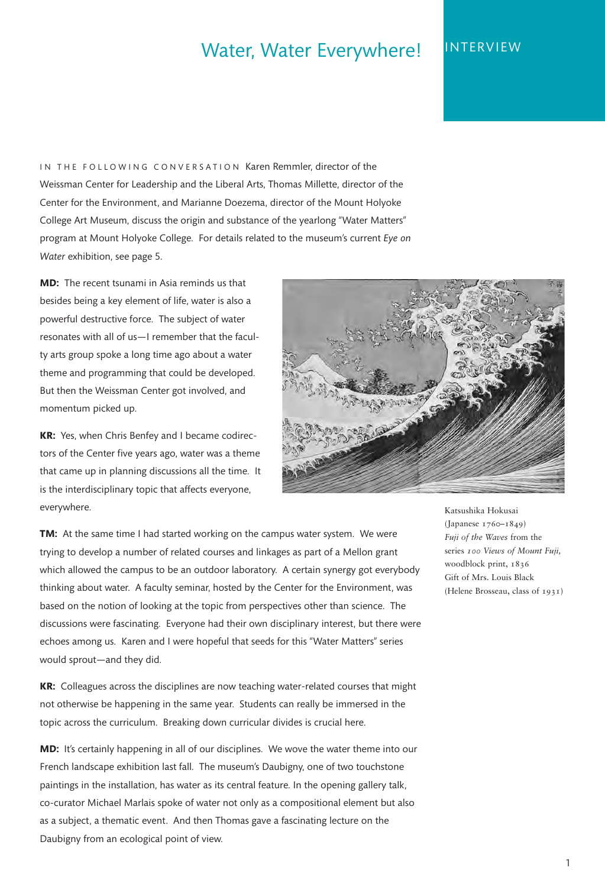# Water, Water Everywhere!

INTERVIEW

IN THE FOLLOWING CONVERSATION Karen Remmler, director of the Weissman Center for Leadership and the Liberal Arts, Thomas Millette, director of the Center for the Environment, and Marianne Doezema, director of the Mount Holyoke College Art Museum, discuss the origin and substance of the yearlong "Water Matters" program at Mount Holyoke College. For details related to the museum's current *Eye on Water* exhibition, see page 5.

**MD:** The recent tsunami in Asia reminds us that besides being a key element of life, water is also a powerful destructive force. The subject of water resonates with all of us—I remember that the faculty arts group spoke a long time ago about a water theme and programming that could be developed. But then the Weissman Center got involved, and momentum picked up.

**KR:** Yes, when Chris Benfey and I became codirectors of the Center five years ago, water was a theme that came up in planning discussions all the time. It is the interdisciplinary topic that affects everyone, everywhere.

Katsushika Hokusai (Japanese 1760–1849)
*Fuji of the Waves* from the series *100 Views of Mount Fuji*, woodblock print, 1836
Gift of Mrs. Louis Black (Helene Brosseau, class of 1931)

**TM:** At the same time I had started working on the campus water system. We were trying to develop a number of related courses and linkages as part of a Mellon grant which allowed the campus to be an outdoor laboratory. A certain synergy got everybody thinking about water. A faculty seminar, hosted by the Center for the Environment, was based on the notion of looking at the topic from perspectives other than science. The discussions were fascinating. Everyone had their own disciplinary interest, but there were echoes among us. Karen and I were hopeful that seeds for this "Water Matters" series would sprout—and they did.

**KR:** Colleagues across the disciplines are now teaching water-related courses that might not otherwise be happening in the same year. Students can really be immersed in the topic across the curriculum. Breaking down curricular divides is crucial here.

**MD:** It's certainly happening in all of our disciplines. We wove the water theme into our French landscape exhibition last fall. The museum's Daubigny, one of two touchstone paintings in the installation, has water as its central feature. In the opening gallery talk, co-curator Michael Marlais spoke of water not only as a compositional element but also as a subject, a thematic event. And then Thomas gave a fascinating lecture on the Daubigny from an ecological point of view.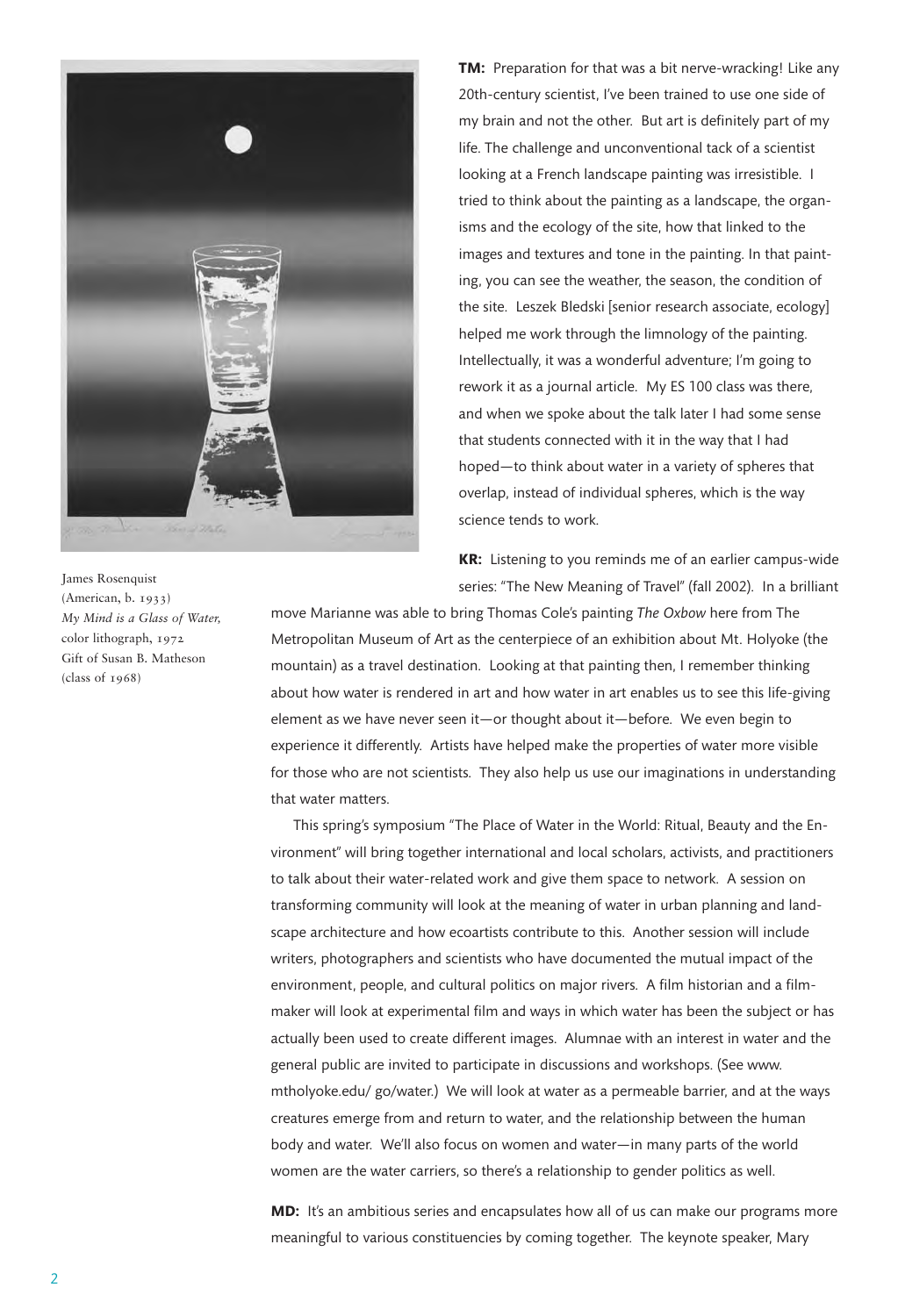James Rosenquist
(American, b. 1933)
*My Mind is a Glass of Water,*
color lithograph, 1972
Gift of Susan B. Matheson
(class of 1968)

**TM:** Preparation for that was a bit nerve-wracking! Like any 20th-century scientist, I've been trained to use one side of my brain and not the other. But art is definitely part of my life. The challenge and unconventional tack of a scientist looking at a French landscape painting was irresistible. I tried to think about the painting as a landscape, the organisms and the ecology of the site, how that linked to the images and textures and tone in the painting. In that painting, you can see the weather, the season, the condition of the site. Leszek Bledski [senior research associate, ecology] helped me work through the limnology of the painting. Intellectually, it was a wonderful adventure; I'm going to rework it as a journal article. My ES 100 class was there, and when we spoke about the talk later I had some sense that students connected with it in the way that I had hoped—to think about water in a variety of spheres that overlap, instead of individual spheres, which is the way science tends to work.

**KR:** Listening to you reminds me of an earlier campus-wide series: "The New Meaning of Travel" (fall 2002). In a brilliant move Marianne was able to bring Thomas Cole's painting *The Oxbow* here from The Metropolitan Museum of Art as the centerpiece of an exhibition about Mt. Holyoke (the mountain) as a travel destination. Looking at that painting then, I remember thinking about how water is rendered in art and how water in art enables us to see this life-giving element as we have never seen it—or thought about it—before. We even begin to experience it differently. Artists have helped make the properties of water more visible for those who are not scientists. They also help us use our imaginations in understanding that water matters.

This spring's symposium "The Place of Water in the World: Ritual, Beauty and the Environment" will bring together international and local scholars, activists, and practitioners to talk about their water-related work and give them space to network. A session on transforming community will look at the meaning of water in urban planning and landscape architecture and how ecoartists contribute to this. Another session will include writers, photographers and scientists who have documented the mutual impact of the environment, people, and cultural politics on major rivers. A film historian and a filmmaker will look at experimental film and ways in which water has been the subject or has actually been used to create different images. Alumnae with an interest in water and the general public are invited to participate in discussions and workshops. (See www.mtholyoke.edu/ go/water.) We will look at water as a permeable barrier, and at the ways creatures emerge from and return to water, and the relationship between the human body and water. We'll also focus on women and water—in many parts of the world women are the water carriers, so there's a relationship to gender politics as well.

**MD:** It's an ambitious series and encapsulates how all of us can make our programs more meaningful to various constituencies by coming together. The keynote speaker, Mary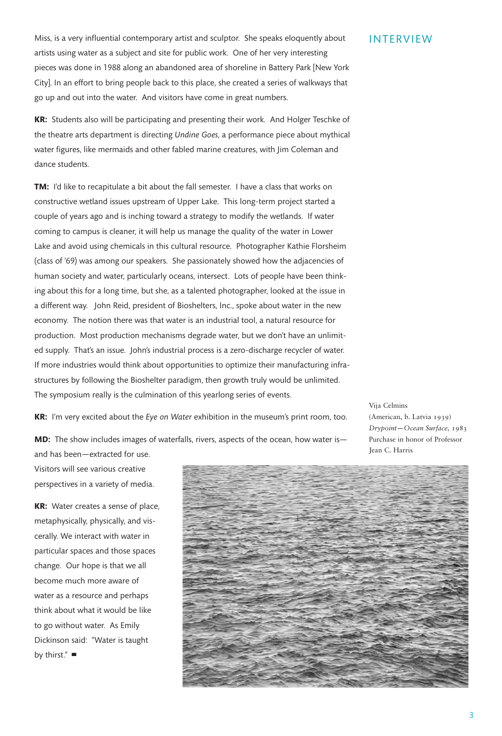## INTERVIEW

Miss, is a very influential contemporary artist and sculptor. She speaks eloquently about artists using water as a subject and site for public work. One of her very interesting pieces was done in 1988 along an abandoned area of shoreline in Battery Park [New York City]. In an effort to bring people back to this place, she created a series of walkways that go up and out into the water. And visitors have come in great numbers.

**KR:** Students also will be participating and presenting their work. And Holger Teschke of the theatre arts department is directing *Undine Goes*, a performance piece about mythical water figures, like mermaids and other fabled marine creatures, with Jim Coleman and dance students.

**TM:** I'd like to recapitulate a bit about the fall semester. I have a class that works on constructive wetland issues upstream of Upper Lake. This long-term project started a couple of years ago and is inching toward a strategy to modify the wetlands. If water coming to campus is cleaner, it will help us manage the quality of the water in Lower Lake and avoid using chemicals in this cultural resource. Photographer Kathie Florsheim (class of '69) was among our speakers. She passionately showed how the adjacencies of human society and water, particularly oceans, intersect. Lots of people have been thinking about this for a long time, but she, as a talented photographer, looked at the issue in a different way. John Reid, president of Bioshelters, Inc., spoke about water in the new economy. The notion there was that water is an industrial tool, a natural resource for production. Most production mechanisms degrade water, but we don't have an unlimited supply. That's an issue. John's industrial process is a zero-discharge recycler of water. If more industries would think about opportunities to optimize their manufacturing infrastructures by following the Bioshelter paradigm, then growth truly would be unlimited. The symposium really is the culmination of this yearlong series of events.

**KR:** I'm very excited about the *Eye on Water* exhibition in the museum's print room, too.

**MD:** The show includes images of waterfalls, rivers, aspects of the ocean, how water is—and has been—extracted for use. Visitors will see various creative perspectives in a variety of media.

**KR:** Water creates a sense of place, metaphysically, physically, and viscerally. We interact with water in particular spaces and those spaces change. Our hope is that we all become much more aware of water as a resource and perhaps think about what it would be like to go without water. As Emily Dickinson said: "Water is taught by thirst." ■

Vija Celmins
(American, b. Latvia 1939)
*Drypoint—Ocean Surface*, 1983
Purchase in honor of Professor Jean C. Harris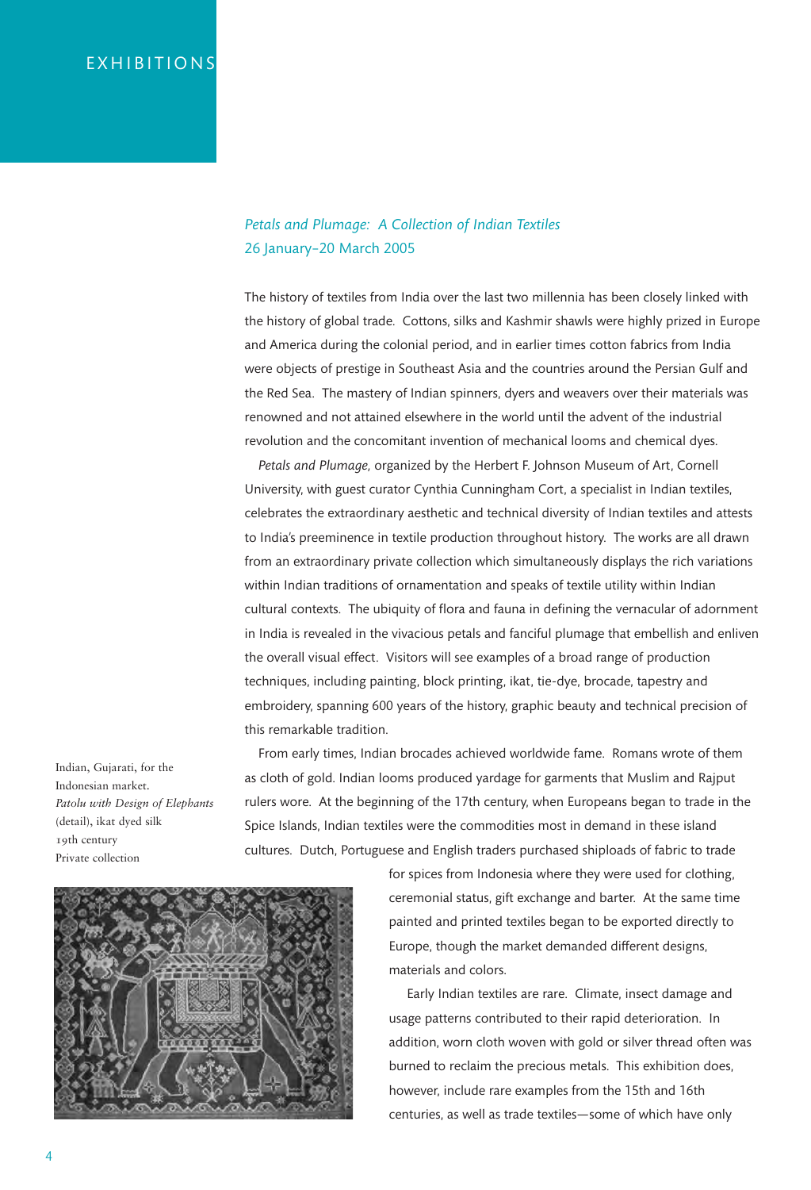# EXHIBITIONS

## *Petals and Plumage: A Collection of Indian Textiles*
26 January–20 March 2005

The history of textiles from India over the last two millennia has been closely linked with the history of global trade. Cottons, silks and Kashmir shawls were highly prized in Europe and America during the colonial period, and in earlier times cotton fabrics from India were objects of prestige in Southeast Asia and the countries around the Persian Gulf and the Red Sea. The mastery of Indian spinners, dyers and weavers over their materials was renowned and not attained elsewhere in the world until the advent of the industrial revolution and the concomitant invention of mechanical looms and chemical dyes.

*Petals and Plumage,* organized by the Herbert F. Johnson Museum of Art, Cornell University, with guest curator Cynthia Cunningham Cort, a specialist in Indian textiles, celebrates the extraordinary aesthetic and technical diversity of Indian textiles and attests to India's preeminence in textile production throughout history. The works are all drawn from an extraordinary private collection which simultaneously displays the rich variations within Indian traditions of ornamentation and speaks of textile utility within Indian cultural contexts. The ubiquity of flora and fauna in defining the vernacular of adornment in India is revealed in the vivacious petals and fanciful plumage that embellish and enliven the overall visual effect. Visitors will see examples of a broad range of production techniques, including painting, block printing, ikat, tie-dye, brocade, tapestry and embroidery, spanning 600 years of the history, graphic beauty and technical precision of this remarkable tradition.

From early times, Indian brocades achieved worldwide fame. Romans wrote of them as cloth of gold. Indian looms produced yardage for garments that Muslim and Rajput rulers wore. At the beginning of the 17th century, when Europeans began to trade in the Spice Islands, Indian textiles were the commodities most in demand in these island cultures. Dutch, Portuguese and English traders purchased shiploads of fabric to trade for spices from Indonesia where they were used for clothing, ceremonial status, gift exchange and barter. At the same time painted and printed textiles began to be exported directly to Europe, though the market demanded different designs, materials and colors.

Indian, Gujarati, for the Indonesian market.
*Patolu with Design of Elephants* (detail), ikat dyed silk
19th century
Private collection

Early Indian textiles are rare. Climate, insect damage and usage patterns contributed to their rapid deterioration. In addition, worn cloth woven with gold or silver thread often was burned to reclaim the precious metals. This exhibition does, however, include rare examples from the 15th and 16th centuries, as well as trade textiles—some of which have only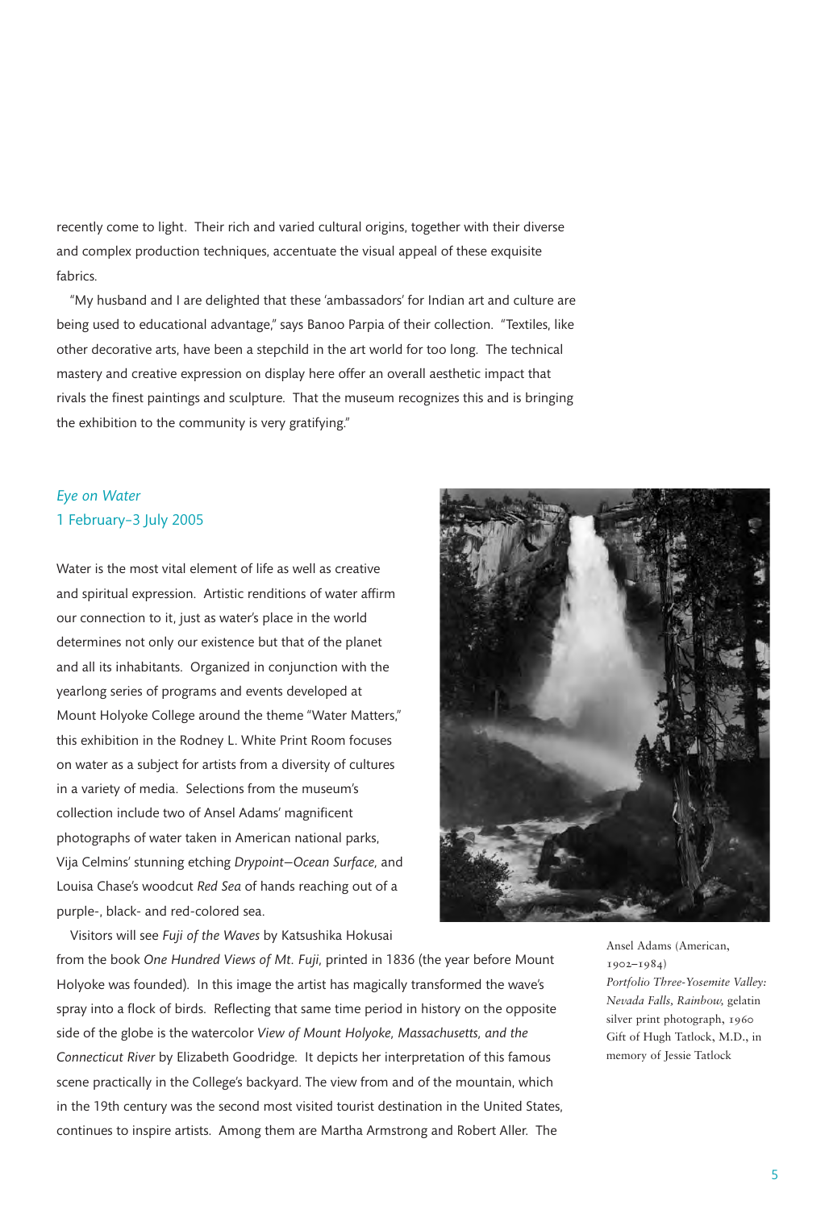recently come to light. Their rich and varied cultural origins, together with their diverse and complex production techniques, accentuate the visual appeal of these exquisite fabrics.

"My husband and I are delighted that these 'ambassadors' for Indian art and culture are being used to educational advantage," says Banoo Parpia of their collection. "Textiles, like other decorative arts, have been a stepchild in the art world for too long. The technical mastery and creative expression on display here offer an overall aesthetic impact that rivals the finest paintings and sculpture. That the museum recognizes this and is bringing the exhibition to the community is very gratifying."

## *Eye on Water*
## 1 February–3 July 2005

Water is the most vital element of life as well as creative and spiritual expression. Artistic renditions of water affirm our connection to it, just as water's place in the world determines not only our existence but that of the planet and all its inhabitants. Organized in conjunction with the yearlong series of programs and events developed at Mount Holyoke College around the theme "Water Matters," this exhibition in the Rodney L. White Print Room focuses on water as a subject for artists from a diversity of cultures in a variety of media. Selections from the museum's collection include two of Ansel Adams' magnificent photographs of water taken in American national parks, Vija Celmins' stunning etching *Drypoint—Ocean Surface*, and Louisa Chase's woodcut *Red Sea* of hands reaching out of a purple-, black- and red-colored sea.

Visitors will see *Fuji of the Waves* by Katsushika Hokusai from the book *One Hundred Views of Mt. Fuji*, printed in 1836 (the year before Mount Holyoke was founded). In this image the artist has magically transformed the wave's spray into a flock of birds. Reflecting that same time period in history on the opposite side of the globe is the watercolor *View of Mount Holyoke, Massachusetts, and the Connecticut River* by Elizabeth Goodridge. It depicts her interpretation of this famous scene practically in the College's backyard. The view from and of the mountain, which in the 19th century was the second most visited tourist destination in the United States, continues to inspire artists. Among them are Martha Armstrong and Robert Aller. The

Ansel Adams (American, 1902–1984)
*Portfolio Three-Yosemite Valley: Nevada Falls, Rainbow,* gelatin silver print photograph, 1960
Gift of Hugh Tatlock, M.D., in memory of Jessie Tatlock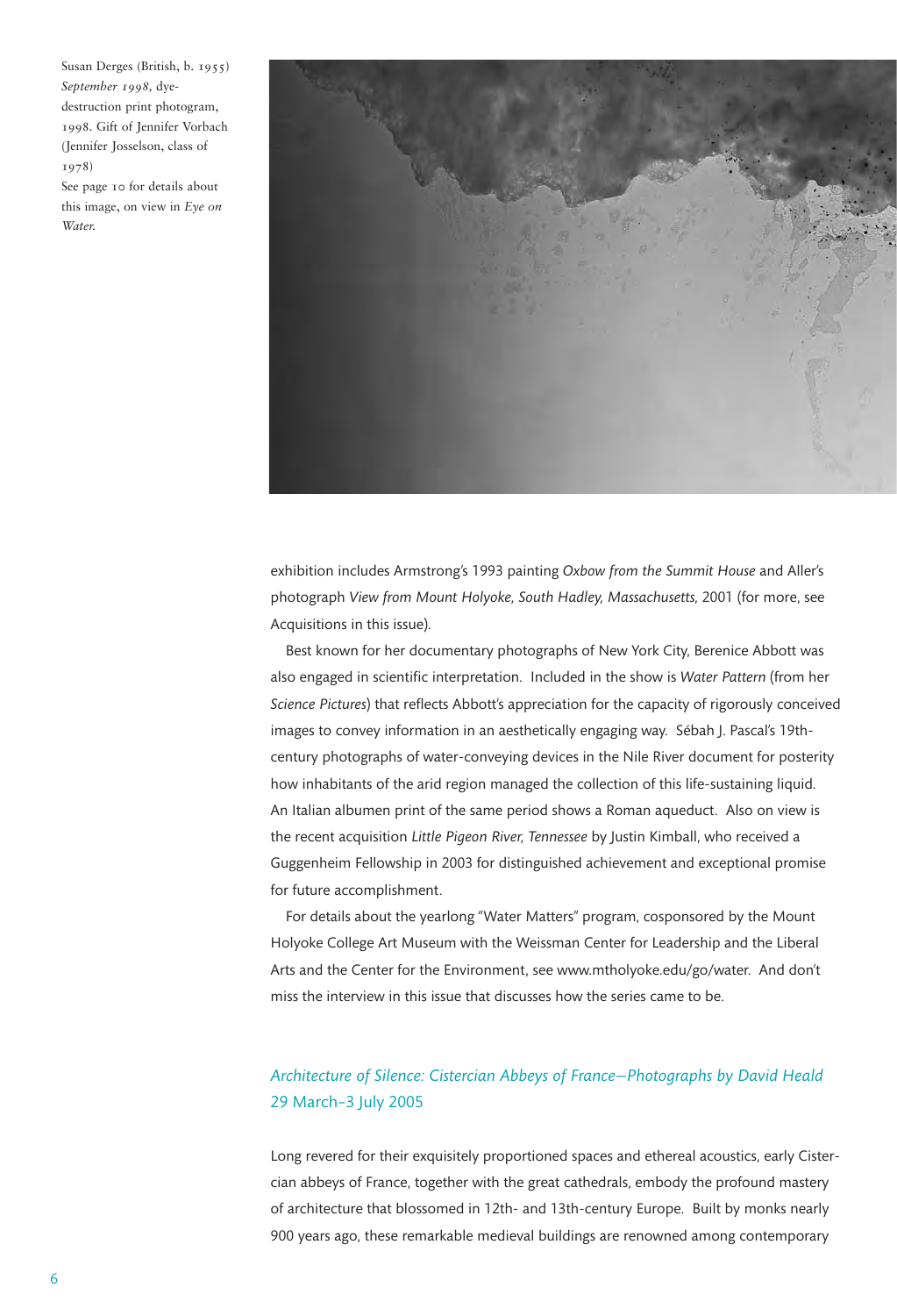Susan Derges (British, b. 1955)
*September 1998,* dye-destruction print photogram, 1998. Gift of Jennifer Vorbach (Jennifer Josselson, class of 1978)
See page 10 for details about this image, on view in *Eye on Water.*

exhibition includes Armstrong's 1993 painting *Oxbow from the Summit House* and Aller's photograph *View from Mount Holyoke, South Hadley, Massachusetts,* 2001 (for more, see Acquisitions in this issue).

Best known for her documentary photographs of New York City, Berenice Abbott was also engaged in scientific interpretation. Included in the show is *Water Pattern* (from her *Science Pictures*) that reflects Abbott's appreciation for the capacity of rigorously conceived images to convey information in an aesthetically engaging way. Sébah J. Pascal's 19th-century photographs of water-conveying devices in the Nile River document for posterity how inhabitants of the arid region managed the collection of this life-sustaining liquid. An Italian albumen print of the same period shows a Roman aqueduct. Also on view is the recent acquisition *Little Pigeon River, Tennessee* by Justin Kimball, who received a Guggenheim Fellowship in 2003 for distinguished achievement and exceptional promise for future accomplishment.

For details about the yearlong "Water Matters" program, cosponsored by the Mount Holyoke College Art Museum with the Weissman Center for Leadership and the Liberal Arts and the Center for the Environment, see www.mtholyoke.edu/go/water. And don't miss the interview in this issue that discusses how the series came to be.

## *Architecture of Silence: Cistercian Abbeys of France—Photographs by David Heald*
29 March–3 July 2005

Long revered for their exquisitely proportioned spaces and ethereal acoustics, early Cistercian abbeys of France, together with the great cathedrals, embody the profound mastery of architecture that blossomed in 12th- and 13th-century Europe. Built by monks nearly 900 years ago, these remarkable medieval buildings are renowned among contemporary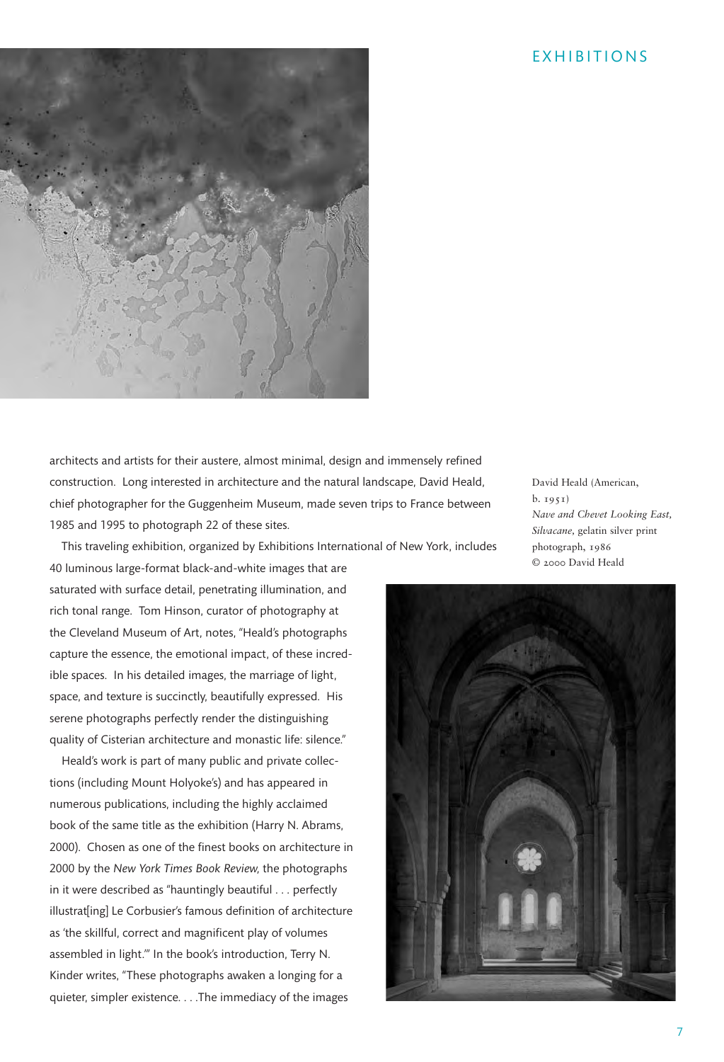architects and artists for their austere, almost minimal, design and immensely refined construction. Long interested in architecture and the natural landscape, David Heald, chief photographer for the Guggenheim Museum, made seven trips to France between 1985 and 1995 to photograph 22 of these sites.

This traveling exhibition, organized by Exhibitions International of New York, includes 40 luminous large-format black-and-white images that are saturated with surface detail, penetrating illumination, and rich tonal range. Tom Hinson, curator of photography at the Cleveland Museum of Art, notes, "Heald's photographs capture the essence, the emotional impact, of these incredible spaces. In his detailed images, the marriage of light, space, and texture is succinctly, beautifully expressed. His serene photographs perfectly render the distinguishing quality of Cisterian architecture and monastic life: silence."

Heald's work is part of many public and private collections (including Mount Holyoke's) and has appeared in numerous publications, including the highly acclaimed book of the same title as the exhibition (Harry N. Abrams, 2000). Chosen as one of the finest books on architecture in 2000 by the *New York Times Book Review,* the photographs in it were described as "hauntingly beautiful . . . perfectly illustrat[ing] Le Corbusier's famous definition of architecture as 'the skillful, correct and magnificent play of volumes assembled in light.'" In the book's introduction, Terry N. Kinder writes, "These photographs awaken a longing for a quieter, simpler existence. . . .The immediacy of the images

David Heald (American, b. 1951)
*Nave and Chevet Looking East, Silvacane*, gelatin silver print photograph, 1986
© 2000 David Heald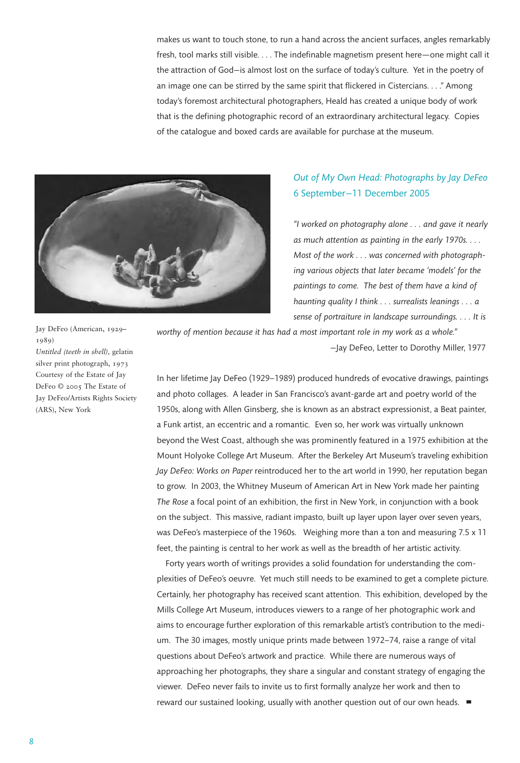makes us want to touch stone, to run a hand across the ancient surfaces, angles remarkably fresh, tool marks still visible. . . . The indefinable magnetism present here—one might call it the attraction of God—is almost lost on the surface of today's culture. Yet in the poetry of an image one can be stirred by the same spirit that flickered in Cistercians. . . ." Among today's foremost architectural photographers, Heald has created a unique body of work that is the defining photographic record of an extraordinary architectural legacy. Copies of the catalogue and boxed cards are available for purchase at the museum.

## *Out of My Own Head: Photographs by Jay DeFeo*
## 6 September–11 December 2005

*"I worked on photography alone . . . and gave it nearly as much attention as painting in the early 1970s. . . . Most of the work . . . was concerned with photographing various objects that later became 'models' for the paintings to come. The best of them have a kind of haunting quality I think . . . surrealists leanings . . . a sense of portraiture in landscape surroundings. . . . It is worthy of mention because it has had a most important role in my work as a whole."*

—Jay DeFeo, Letter to Dorothy Miller, 1977

Jay DeFeo (American, 1929–1989)
*Untitled (teeth in shell)*, gelatin silver print photograph, 1973
Courtesy of the Estate of Jay DeFeo © 2005 The Estate of Jay DeFeo/Artists Rights Society (ARS), New York

In her lifetime Jay DeFeo (1929–1989) produced hundreds of evocative drawings, paintings and photo collages. A leader in San Francisco's avant-garde art and poetry world of the 1950s, along with Allen Ginsberg, she is known as an abstract expressionist, a Beat painter, a Funk artist, an eccentric and a romantic. Even so, her work was virtually unknown beyond the West Coast, although she was prominently featured in a 1975 exhibition at the Mount Holyoke College Art Museum. After the Berkeley Art Museum's traveling exhibition *Jay DeFeo: Works on Paper* reintroduced her to the art world in 1990, her reputation began to grow. In 2003, the Whitney Museum of American Art in New York made her painting *The Rose* a focal point of an exhibition, the first in New York, in conjunction with a book on the subject. This massive, radiant impasto, built up layer upon layer over seven years, was DeFeo's masterpiece of the 1960s. Weighing more than a ton and measuring 7.5 x 11 feet, the painting is central to her work as well as the breadth of her artistic activity.

Forty years worth of writings provides a solid foundation for understanding the complexities of DeFeo's oeuvre. Yet much still needs to be examined to get a complete picture. Certainly, her photography has received scant attention. This exhibition, developed by the Mills College Art Museum, introduces viewers to a range of her photographic work and aims to encourage further exploration of this remarkable artist's contribution to the medium. The 30 images, mostly unique prints made between 1972–74, raise a range of vital questions about DeFeo's artwork and practice. While there are numerous ways of approaching her photographs, they share a singular and constant strategy of engaging the viewer. DeFeo never fails to invite us to first formally analyze her work and then to reward our sustained looking, usually with another question out of our own heads. ■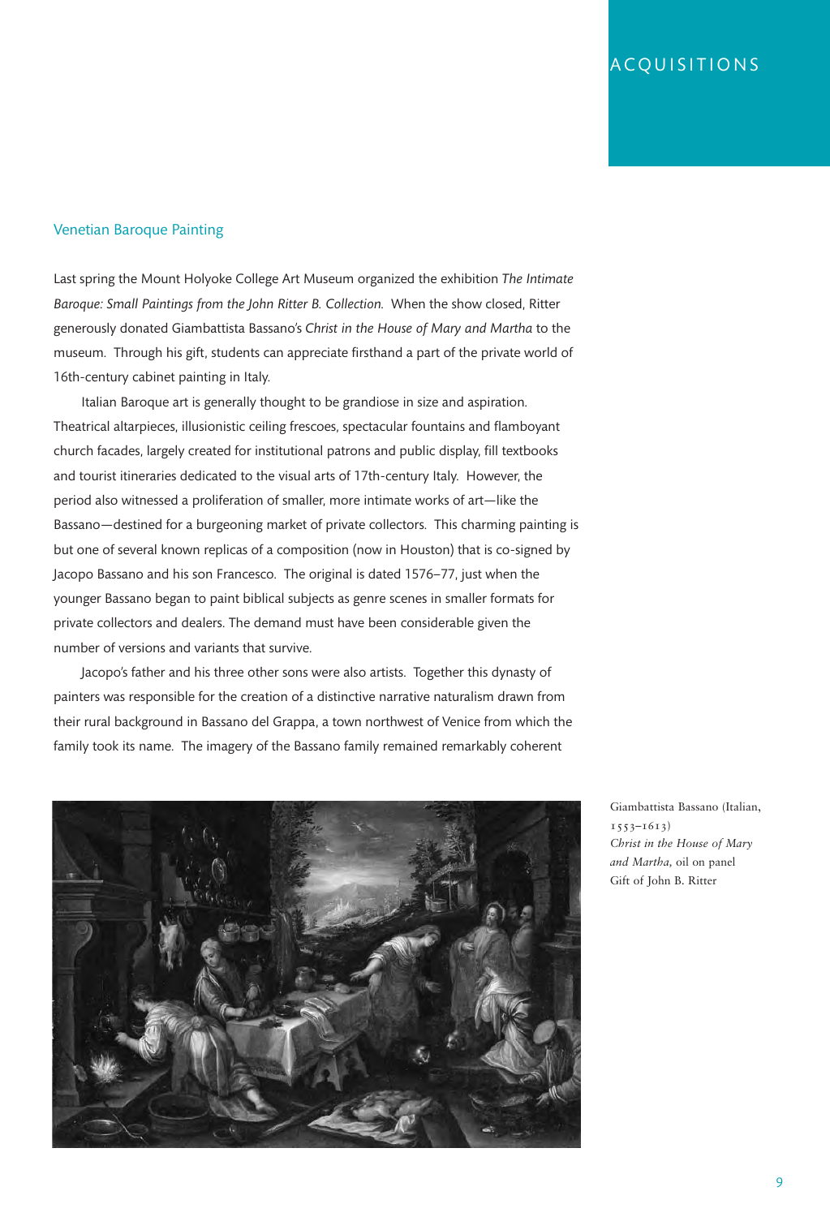# ACQUISITIONS

## Venetian Baroque Painting

Last spring the Mount Holyoke College Art Museum organized the exhibition *The Intimate Baroque: Small Paintings from the John Ritter B. Collection.* When the show closed, Ritter generously donated Giambattista Bassano's *Christ in the House of Mary and Martha* to the museum. Through his gift, students can appreciate firsthand a part of the private world of 16th-century cabinet painting in Italy.

Italian Baroque art is generally thought to be grandiose in size and aspiration. Theatrical altarpieces, illusionistic ceiling frescoes, spectacular fountains and flamboyant church facades, largely created for institutional patrons and public display, fill textbooks and tourist itineraries dedicated to the visual arts of 17th-century Italy. However, the period also witnessed a proliferation of smaller, more intimate works of art—like the Bassano—destined for a burgeoning market of private collectors. This charming painting is but one of several known replicas of a composition (now in Houston) that is co-signed by Jacopo Bassano and his son Francesco. The original is dated 1576–77, just when the younger Bassano began to paint biblical subjects as genre scenes in smaller formats for private collectors and dealers. The demand must have been considerable given the number of versions and variants that survive.

Jacopo's father and his three other sons were also artists. Together this dynasty of painters was responsible for the creation of a distinctive narrative naturalism drawn from their rural background in Bassano del Grappa, a town northwest of Venice from which the family took its name. The imagery of the Bassano family remained remarkably coherent

Giambattista Bassano (Italian, 1553–1613)
*Christ in the House of Mary and Martha,* oil on panel
Gift of John B. Ritter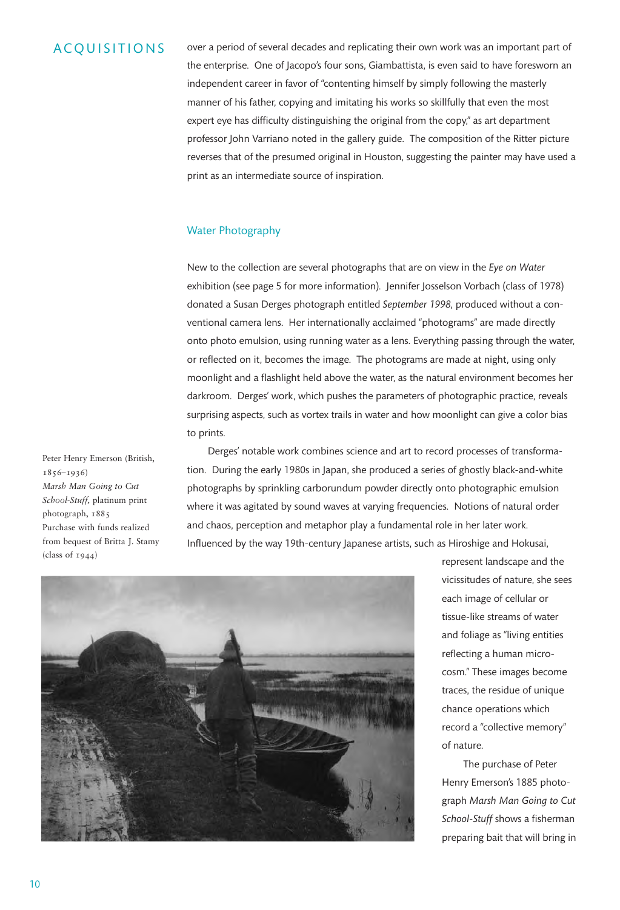ACQUISITIONS

over a period of several decades and replicating their own work was an important part of the enterprise. One of Jacopo's four sons, Giambattista, is even said to have foresworn an independent career in favor of "contenting himself by simply following the masterly manner of his father, copying and imitating his works so skillfully that even the most expert eye has difficulty distinguishing the original from the copy," as art department professor John Varriano noted in the gallery guide. The composition of the Ritter picture reverses that of the presumed original in Houston, suggesting the painter may have used a print as an intermediate source of inspiration.

## Water Photography

New to the collection are several photographs that are on view in the *Eye on Water* exhibition (see page 5 for more information). Jennifer Josselson Vorbach (class of 1978) donated a Susan Derges photograph entitled *September 1998*, produced without a conventional camera lens. Her internationally acclaimed "photograms" are made directly onto photo emulsion, using running water as a lens. Everything passing through the water, or reflected on it, becomes the image. The photograms are made at night, using only moonlight and a flashlight held above the water, as the natural environment becomes her darkroom. Derges' work, which pushes the parameters of photographic practice, reveals surprising aspects, such as vortex trails in water and how moonlight can give a color bias to prints.

Derges' notable work combines science and art to record processes of transformation. During the early 1980s in Japan, she produced a series of ghostly black-and-white photographs by sprinkling carborundum powder directly onto photographic emulsion where it was agitated by sound waves at varying frequencies. Notions of natural order and chaos, perception and metaphor play a fundamental role in her later work. Influenced by the way 19th-century Japanese artists, such as Hiroshige and Hokusai, represent landscape and the vicissitudes of nature, she sees each image of cellular or tissue-like streams of water and foliage as "living entities reflecting a human microcosm." These images become traces, the residue of unique chance operations which record a "collective memory" of nature.

Peter Henry Emerson (British, 1856–1936)
*Marsh Man Going to Cut School-Stuff*, platinum print photograph, 1885
Purchase with funds realized from bequest of Britta J. Stamy (class of 1944)

The purchase of Peter Henry Emerson's 1885 photograph *Marsh Man Going to Cut School-Stuff* shows a fisherman preparing bait that will bring in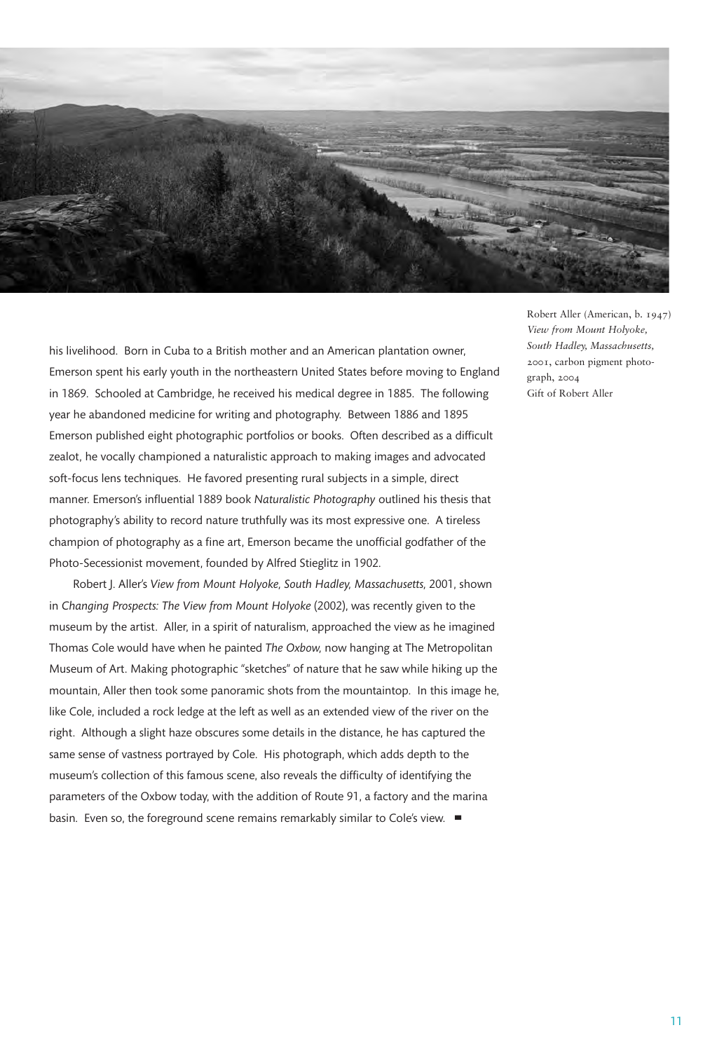his livelihood. Born in Cuba to a British mother and an American plantation owner, Emerson spent his early youth in the northeastern United States before moving to England in 1869. Schooled at Cambridge, he received his medical degree in 1885. The following year he abandoned medicine for writing and photography. Between 1886 and 1895 Emerson published eight photographic portfolios or books. Often described as a difficult zealot, he vocally championed a naturalistic approach to making images and advocated soft-focus lens techniques. He favored presenting rural subjects in a simple, direct manner. Emerson's influential 1889 book *Naturalistic Photography* outlined his thesis that photography's ability to record nature truthfully was its most expressive one. A tireless champion of photography as a fine art, Emerson became the unofficial godfather of the Photo-Secessionist movement, founded by Alfred Stieglitz in 1902.

Robert J. Aller's *View from Mount Holyoke, South Hadley, Massachusetts*, 2001, shown in *Changing Prospects: The View from Mount Holyoke* (2002), was recently given to the museum by the artist. Aller, in a spirit of naturalism, approached the view as he imagined Thomas Cole would have when he painted *The Oxbow*, now hanging at The Metropolitan Museum of Art. Making photographic "sketches" of nature that he saw while hiking up the mountain, Aller then took some panoramic shots from the mountaintop. In this image he, like Cole, included a rock ledge at the left as well as an extended view of the river on the right. Although a slight haze obscures some details in the distance, he has captured the same sense of vastness portrayed by Cole. His photograph, which adds depth to the museum's collection of this famous scene, also reveals the difficulty of identifying the parameters of the Oxbow today, with the addition of Route 91, a factory and the marina basin. Even so, the foreground scene remains remarkably similar to Cole's view. ■

Robert Aller (American, b. 1947)
*View from Mount Holyoke, South Hadley, Massachusetts*, 2001, carbon pigment photograph, 2004
Gift of Robert Aller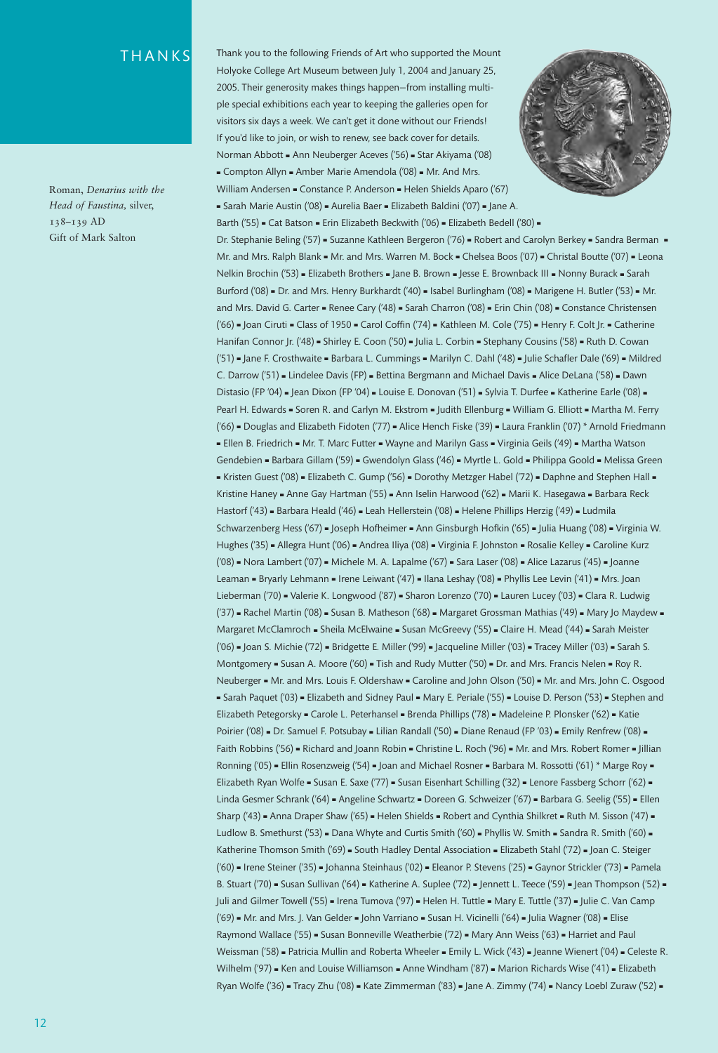## THANKS

Roman, *Denarius with the Head of Faustina*, silver, 138–139 AD
Gift of Mark Salton

Thank you to the following Friends of Art who supported the Mount Holyoke College Art Museum between July 1, 2004 and January 25, 2005. Their generosity makes things happen—from installing multiple special exhibitions each year to keeping the galleries open for visitors six days a week. We can't get it done without our Friends! If you'd like to join, or wish to renew, see back cover for details.

Norman Abbott ▪ Ann Neuberger Aceves ('56) ▪ Star Akiyama ('08) ▪ Compton Allyn ▪ Amber Marie Amendola ('08) ▪ Mr. And Mrs. William Andersen ▪ Constance P. Anderson ▪ Helen Shields Aparo ('67) ▪ Sarah Marie Austin ('08) ▪ Aurelia Baer ▪ Elizabeth Baldini ('07) ▪ Jane A. Barth ('55) ▪ Cat Batson ▪ Erin Elizabeth Beckwith ('06) ▪ Elizabeth Bedell ('80) ▪ Dr. Stephanie Beling ('57) ▪ Suzanne Kathleen Bergeron ('76) ▪ Robert and Carolyn Berkey ▪ Sandra Berman ▪ Mr. and Mrs. Ralph Blank ▪ Mr. and Mrs. Warren M. Bock ▪ Chelsea Boos ('07) ▪ Christal Boutte ('07) ▪ Leona Nelkin Brochin ('53) ▪ Elizabeth Brothers ▪ Jane B. Brown ▪ Jesse E. Brownback III ▪ Nonny Burack ▪ Sarah Burford ('08) ▪ Dr. and Mrs. Henry Burkhardt ('40) ▪ Isabel Burlingham ('08) ▪ Marigene H. Butler ('53) ▪ Mr. and Mrs. David G. Carter ▪ Renee Cary ('48) ▪ Sarah Charron ('08) ▪ Erin Chin ('08) ▪ Constance Christensen ('66) ▪ Joan Ciruti ▪ Class of 1950 ▪ Carol Coffin ('74) ▪ Kathleen M. Cole ('75) ▪ Henry F. Colt Jr. ▪ Catherine Hanifan Connor Jr. ('48) ▪ Shirley E. Coon ('50) ▪ Julia L. Corbin ▪ Stephany Cousins ('58) ▪ Ruth D. Cowan ('51) ▪ Jane F. Crosthwaite ▪ Barbara L. Cummings ▪ Marilyn C. Dahl ('48) ▪ Julie Schafler Dale ('69) ▪ Mildred C. Darrow ('51) ▪ Lindelee Davis (FP) ▪ Bettina Bergmann and Michael Davis ▪ Alice DeLana ('58) ▪ Dawn Distasio (FP '04) ▪ Jean Dixon (FP '04) ▪ Louise E. Donovan ('51) ▪ Sylvia T. Durfee ▪ Katherine Earle ('08) ▪ Pearl H. Edwards ▪ Soren R. and Carlyn M. Ekstrom ▪ Judith Ellenburg ▪ William G. Elliott ▪ Martha M. Ferry ('66) ▪ Douglas and Elizabeth Fidoten ('77) ▪ Alice Hench Fiske ('39) ▪ Laura Franklin ('07) * Arnold Friedmann ▪ Ellen B. Friedrich ▪ Mr. T. Marc Futter ▪ Wayne and Marilyn Gass ▪ Virginia Geils ('49) ▪ Martha Watson Gendebien ▪ Barbara Gillam ('59) ▪ Gwendolyn Glass ('46) ▪ Myrtle L. Gold ▪ Philippa Goold ▪ Melissa Green ▪ Kristen Guest ('08) ▪ Elizabeth C. Gump ('56) ▪ Dorothy Metzger Habel ('72) ▪ Daphne and Stephen Hall ▪ Kristine Haney ▪ Anne Gay Hartman ('55) ▪ Ann Iselin Harwood ('62) ▪ Marii K. Hasegawa ▪ Barbara Reck Hastorf ('43) ▪ Barbara Heald ('46) ▪ Leah Hellerstein ('08) ▪ Helene Phillips Herzig ('49) ▪ Ludmila Schwarzenberg Hess ('67) ▪ Joseph Hofheimer ▪ Ann Ginsburgh Hofkin ('65) ▪ Julia Huang ('08) ▪ Virginia W. Hughes ('35) ▪ Allegra Hunt ('06) ▪ Andrea Iliya ('08) ▪ Virginia F. Johnston ▪ Rosalie Kelley ▪ Caroline Kurz ('08) ▪ Nora Lambert ('07) ▪ Michele M. A. Lapalme ('67) ▪ Sara Laser ('08) ▪ Alice Lazarus ('45) ▪ Joanne Leaman ▪ Bryarly Lehmann ▪ Irene Leiwant ('47) ▪ Ilana Leshay ('08) ▪ Phyllis Lee Levin ('41) ▪ Mrs. Joan Lieberman ('70) ▪ Valerie K. Longwood ('87) ▪ Sharon Lorenzo ('70) ▪ Lauren Lucey ('03) ▪ Clara R. Ludwig ('37) ▪ Rachel Martin ('08) ▪ Susan B. Matheson ('68) ▪ Margaret Grossman Mathias ('49) ▪ Mary Jo Maydew ▪ Margaret McClamroch ▪ Sheila McElwaine ▪ Susan McGreevy ('55) ▪ Claire H. Mead ('44) ▪ Sarah Meister ('06) ▪ Joan S. Michie ('72) ▪ Bridgette E. Miller ('99) ▪ Jacqueline Miller ('03) ▪ Tracey Miller ('03) ▪ Sarah S. Montgomery ▪ Susan A. Moore ('60) ▪ Tish and Rudy Mutter ('50) ▪ Dr. and Mrs. Francis Nelen ▪ Roy R. Neuberger ▪ Mr. and Mrs. Louis F. Oldershaw ▪ Caroline and John Olson ('50) ▪ Mr. and Mrs. John C. Osgood ▪ Sarah Paquet ('03) ▪ Elizabeth and Sidney Paul ▪ Mary E. Periale ('55) ▪ Louise D. Person ('53) ▪ Stephen and Elizabeth Petegorsky ▪ Carole L. Peterhansel ▪ Brenda Phillips ('78) ▪ Madeleine P. Plonsker ('62) ▪ Katie Poirier ('08) ▪ Dr. Samuel F. Potsubay ▪ Lilian Randall ('50) ▪ Diane Renaud (FP '03) ▪ Emily Renfrew ('08) ▪ Faith Robbins ('56) ▪ Richard and Joann Robin ▪ Christine L. Roch ('96) ▪ Mr. and Mrs. Robert Romer ▪ Jillian Ronning ('05) ▪ Ellin Rosenzweig ('54) ▪ Joan and Michael Rosner ▪ Barbara M. Rossotti ('61) * Marge Roy ▪ Elizabeth Ryan Wolfe ▪ Susan E. Saxe ('77) ▪ Susan Eisenhart Schilling ('32) ▪ Lenore Fassberg Schorr ('62) ▪ Linda Gesmer Schrank ('64) ▪ Angeline Schwartz ▪ Doreen G. Schweizer ('67) ▪ Barbara G. Seelig ('55) ▪ Ellen Sharp ('43) ▪ Anna Draper Shaw ('65) ▪ Helen Shields ▪ Robert and Cynthia Shilkret ▪ Ruth M. Sisson ('47) ▪ Ludlow B. Smethurst ('53) ▪ Dana Whyte and Curtis Smith ('60) ▪ Phyllis W. Smith ▪ Sandra R. Smith ('60) ▪ Katherine Thomson Smith ('69) ▪ South Hadley Dental Association ▪ Elizabeth Stahl ('72) ▪ Joan C. Steiger ('60) ▪ Irene Steiner ('35) ▪ Johanna Steinhaus ('02) ▪ Eleanor P. Stevens ('25) ▪ Gaynor Strickler ('73) ▪ Pamela B. Stuart ('70) ▪ Susan Sullivan ('64) ▪ Katherine A. Suplee ('72) ▪ Jennett L. Teece ('59) ▪ Jean Thompson ('52) ▪ Juli and Gilmer Towell ('55) ▪ Irena Tumova ('97) ▪ Helen H. Tuttle ▪ Mary E. Tuttle ('37) ▪ Julie C. Van Camp ('69) ▪ Mr. and Mrs. J. Van Gelder ▪ John Varriano ▪ Susan H. Vicinelli ('64) ▪ Julia Wagner ('08) ▪ Elise Raymond Wallace ('55) ▪ Susan Bonneville Weatherbie ('72) ▪ Mary Ann Weiss ('63) ▪ Harriet and Paul Weissman ('58) ▪ Patricia Mullin and Roberta Wheeler ▪ Emily L. Wick ('43) ▪ Jeanne Wienert ('04) ▪ Celeste R. Wilhelm ('97) ▪ Ken and Louise Williamson ▪ Anne Windham ('87) ▪ Marion Richards Wise ('41) ▪ Elizabeth Ryan Wolfe ('36) ▪ Tracy Zhu ('08) ▪ Kate Zimmerman ('83) ▪ Jane A. Zimmy ('74) ▪ Nancy Loebl Zuraw ('52) ▪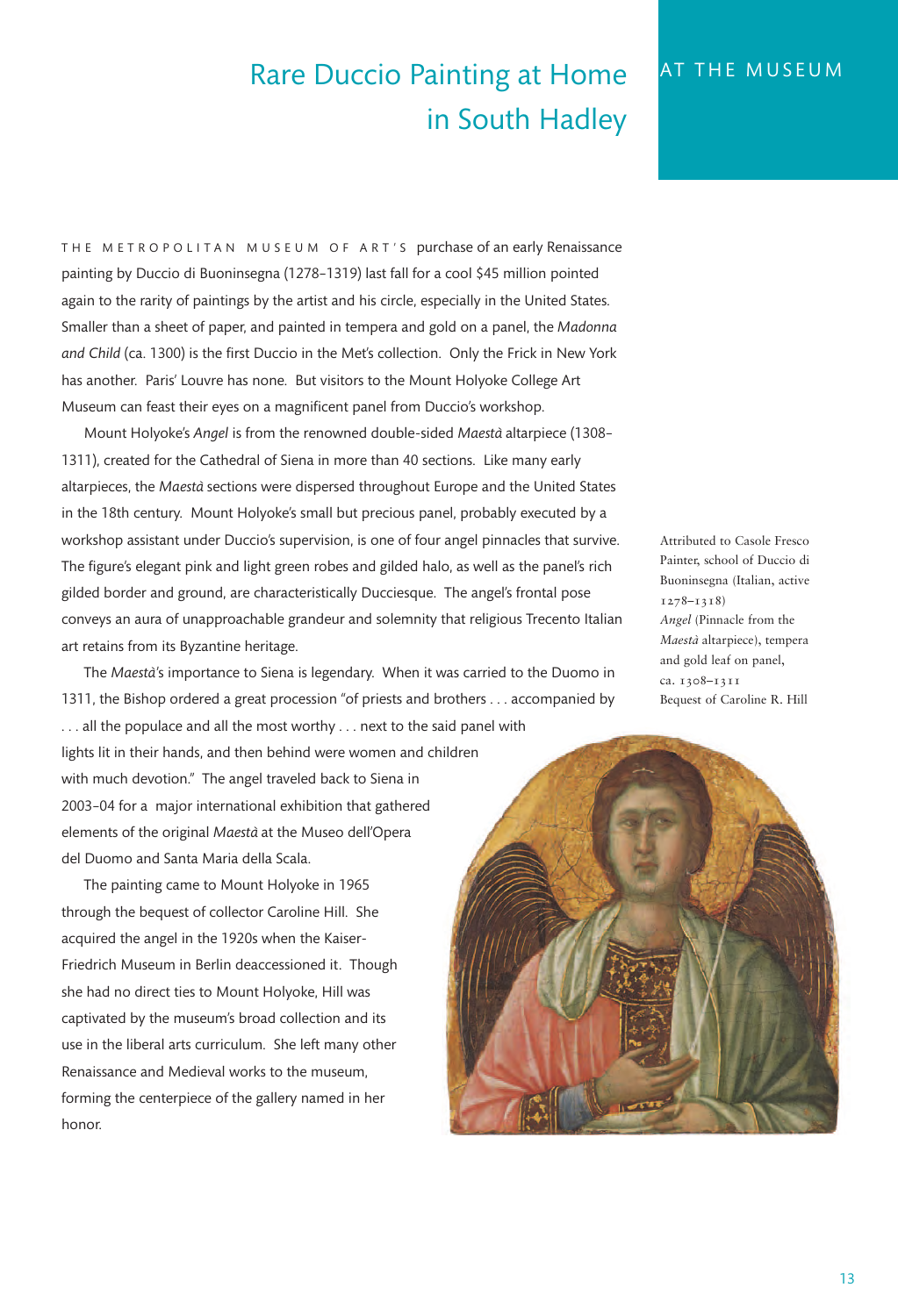AT THE MUSEUM

# Rare Duccio Painting at Home in South Hadley

THE METROPOLITAN MUSEUM OF ART'S purchase of an early Renaissance painting by Duccio di Buoninsegna (1278–1319) last fall for a cool $45 million pointed again to the rarity of paintings by the artist and his circle, especially in the United States. Smaller than a sheet of paper, and painted in tempera and gold on a panel, the *Madonna and Child* (ca. 1300) is the first Duccio in the Met's collection. Only the Frick in New York has another. Paris' Louvre has none. But visitors to the Mount Holyoke College Art Museum can feast their eyes on a magnificent panel from Duccio's workshop.

Mount Holyoke's *Angel* is from the renowned double-sided *Maestà* altarpiece (1308–1311), created for the Cathedral of Siena in more than 40 sections. Like many early altarpieces, the *Maestà* sections were dispersed throughout Europe and the United States in the 18th century. Mount Holyoke's small but precious panel, probably executed by a workshop assistant under Duccio's supervision, is one of four angel pinnacles that survive. The figure's elegant pink and light green robes and gilded halo, as well as the panel's rich gilded border and ground, are characteristically Ducciesque. The angel's frontal pose conveys an aura of unapproachable grandeur and solemnity that religious Trecento Italian art retains from its Byzantine heritage.

The *Maestà*'s importance to Siena is legendary. When it was carried to the Duomo in 1311, the Bishop ordered a great procession "of priests and brothers . . . accompanied by . . . all the populace and all the most worthy . . . next to the said panel with lights lit in their hands, and then behind were women and children with much devotion." The angel traveled back to Siena in 2003–04 for a major international exhibition that gathered elements of the original *Maestà* at the Museo dell'Opera del Duomo and Santa Maria della Scala.

The painting came to Mount Holyoke in 1965 through the bequest of collector Caroline Hill. She acquired the angel in the 1920s when the Kaiser-Friedrich Museum in Berlin deaccessioned it. Though she had no direct ties to Mount Holyoke, Hill was captivated by the museum's broad collection and its use in the liberal arts curriculum. She left many other Renaissance and Medieval works to the museum, forming the centerpiece of the gallery named in her honor.

Attributed to Casole Fresco Painter, school of Duccio di Buoninsegna (Italian, active 1278–1318)
*Angel* (Pinnacle from the *Maestà* altarpiece), tempera and gold leaf on panel, ca. 1308–1311
Bequest of Caroline R. Hill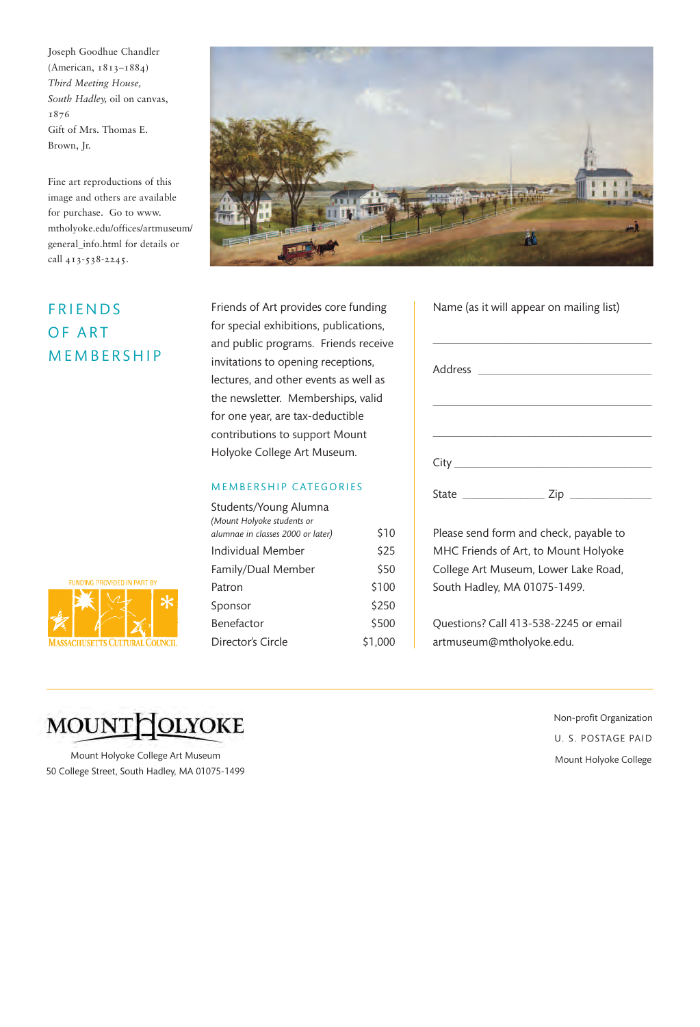Joseph Goodhue Chandler (American, 1813–1884)
*Third Meeting House, South Hadley,* oil on canvas, 1876
Gift of Mrs. Thomas E. Brown, Jr.

Fine art reproductions of this image and others are available for purchase. Go to www.mtholyoke.edu/offices/artmuseum/general_info.html for details or call 413-538-2245.

## FRIENDS OF ART MEMBERSHIP

Friends of Art provides core funding for special exhibitions, publications, and public programs. Friends receive invitations to opening receptions, lectures, and other events as well as the newsletter. Memberships, valid for one year, are tax-deductible contributions to support Mount Holyoke College Art Museum.

### MEMBERSHIP CATEGORIES

| | |
|---|---|
| Students/Young Alumna *(Mount Holyoke students or alumnae in classes 2000 or later)* | $10 |
| Individual Member | $25 |
| Family/Dual Member | $50 |
| Patron | $100 |
| Sponsor | $250 |
| Benefactor | $500 |
| Director's Circle | $1,000 |

Name (as it will appear on mailing list)

\_\_\_\_\_\_\_\_\_\_\_\_\_\_\_\_\_\_\_\_\_\_\_\_\_\_\_\_\_\_\_\_\_\_\_\_

Address \_\_\_\_\_\_\_\_\_\_\_\_\_\_\_\_\_\_\_\_\_\_\_\_\_\_\_\_

\_\_\_\_\_\_\_\_\_\_\_\_\_\_\_\_\_\_\_\_\_\_\_\_\_\_\_\_\_\_\_\_\_\_\_\_

\_\_\_\_\_\_\_\_\_\_\_\_\_\_\_\_\_\_\_\_\_\_\_\_\_\_\_\_\_\_\_\_\_\_\_\_

City \_\_\_\_\_\_\_\_\_\_\_\_\_\_\_\_\_\_\_\_\_\_\_\_\_\_\_\_\_\_\_\_

State \_\_\_\_\_\_\_\_\_\_\_\_ Zip \_\_\_\_\_\_\_\_\_\_\_\_

Please send form and check, payable to MHC Friends of Art, to Mount Holyoke College Art Museum, Lower Lake Road, South Hadley, MA 01075-1499.

Questions? Call 413-538-2245 or email artmuseum@mtholyoke.edu.

FUNDING PROVIDED IN PART BY MASSACHUSETTS CULTURAL COUNCIL

MOUNT HOLYOKE

Mount Holyoke College Art Museum
50 College Street, South Hadley, MA 01075-1499

Non-profit Organization
U. S. POSTAGE PAID
Mount Holyoke College